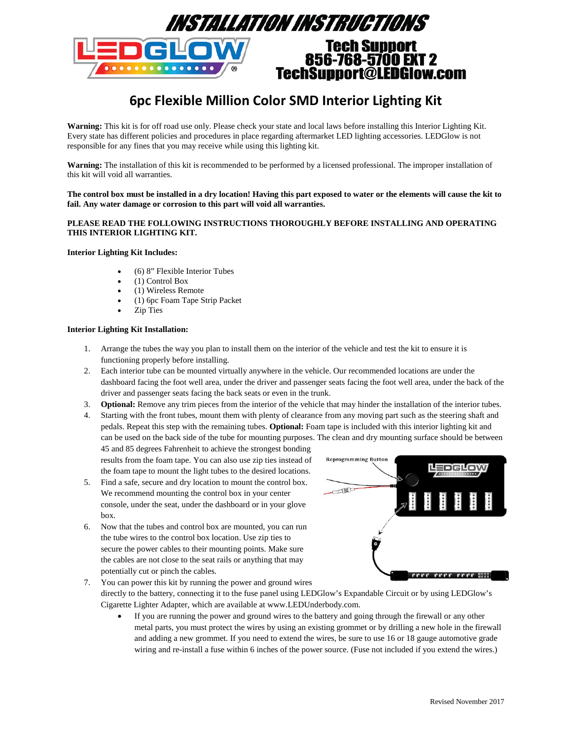# INSTALLATION INSTRUCTIONS

**Tech Support**
**856-768-5700 EXT 2**
**TechSupport@LEDGlow.com**

## 6pc Flexible Million Color SMD Interior Lighting Kit

**Warning:** This kit is for off road use only. Please check your state and local laws before installing this Interior Lighting Kit. Every state has different policies and procedures in place regarding aftermarket LED lighting accessories. LEDGlow is not responsible for any fines that you may receive while using this lighting kit.

**Warning:** The installation of this kit is recommended to be performed by a licensed professional. The improper installation of this kit will void all warranties.

**The control box must be installed in a dry location! Having this part exposed to water or the elements will cause the kit to fail. Any water damage or corrosion to this part will void all warranties.**

**PLEASE READ THE FOLLOWING INSTRUCTIONS THOROUGHLY BEFORE INSTALLING AND OPERATING THIS INTERIOR LIGHTING KIT.**

**Interior Lighting Kit Includes:**

- (6) 8" Flexible Interior Tubes
- (1) Control Box
- (1) Wireless Remote
- (1) 6pc Foam Tape Strip Packet
- Zip Ties

**Interior Lighting Kit Installation:**

1. Arrange the tubes the way you plan to install them on the interior of the vehicle and test the kit to ensure it is functioning properly before installing.
2. Each interior tube can be mounted virtually anywhere in the vehicle. Our recommended locations are under the dashboard facing the foot well area, under the driver and passenger seats facing the foot well area, under the back of the driver and passenger seats facing the back seats or even in the trunk.
3. **Optional:** Remove any trim pieces from the interior of the vehicle that may hinder the installation of the interior tubes.
4. Starting with the front tubes, mount them with plenty of clearance from any moving part such as the steering shaft and pedals. Repeat this step with the remaining tubes. **Optional:** Foam tape is included with this interior lighting kit and can be used on the back side of the tube for mounting purposes. The clean and dry mounting surface should be between 45 and 85 degrees Fahrenheit to achieve the strongest bonding results from the foam tape. You can also use zip ties instead of the foam tape to mount the light tubes to the desired locations.
5. Find a safe, secure and dry location to mount the control box. We recommend mounting the control box in your center console, under the seat, under the dashboard or in your glove box.
6. Now that the tubes and control box are mounted, you can run the tube wires to the control box location. Use zip ties to secure the power cables to their mounting points. Make sure the cables are not close to the seat rails or anything that may potentially cut or pinch the cables.
7. You can power this kit by running the power and ground wires directly to the battery, connecting it to the fuse panel using LEDGlow's Expandable Circuit or by using LEDGlow's Cigarette Lighter Adapter, which are available at www.LEDUnderbody.com.
   - If you are running the power and ground wires to the battery and going through the firewall or any other metal parts, you must protect the wires by using an existing grommet or by drilling a new hole in the firewall and adding a new grommet. If you need to extend the wires, be sure to use 16 or 18 gauge automotive grade wiring and re-install a fuse within 6 inches of the power source. (Fuse not included if you extend the wires.)

Reprogramming Button

Revised November 2017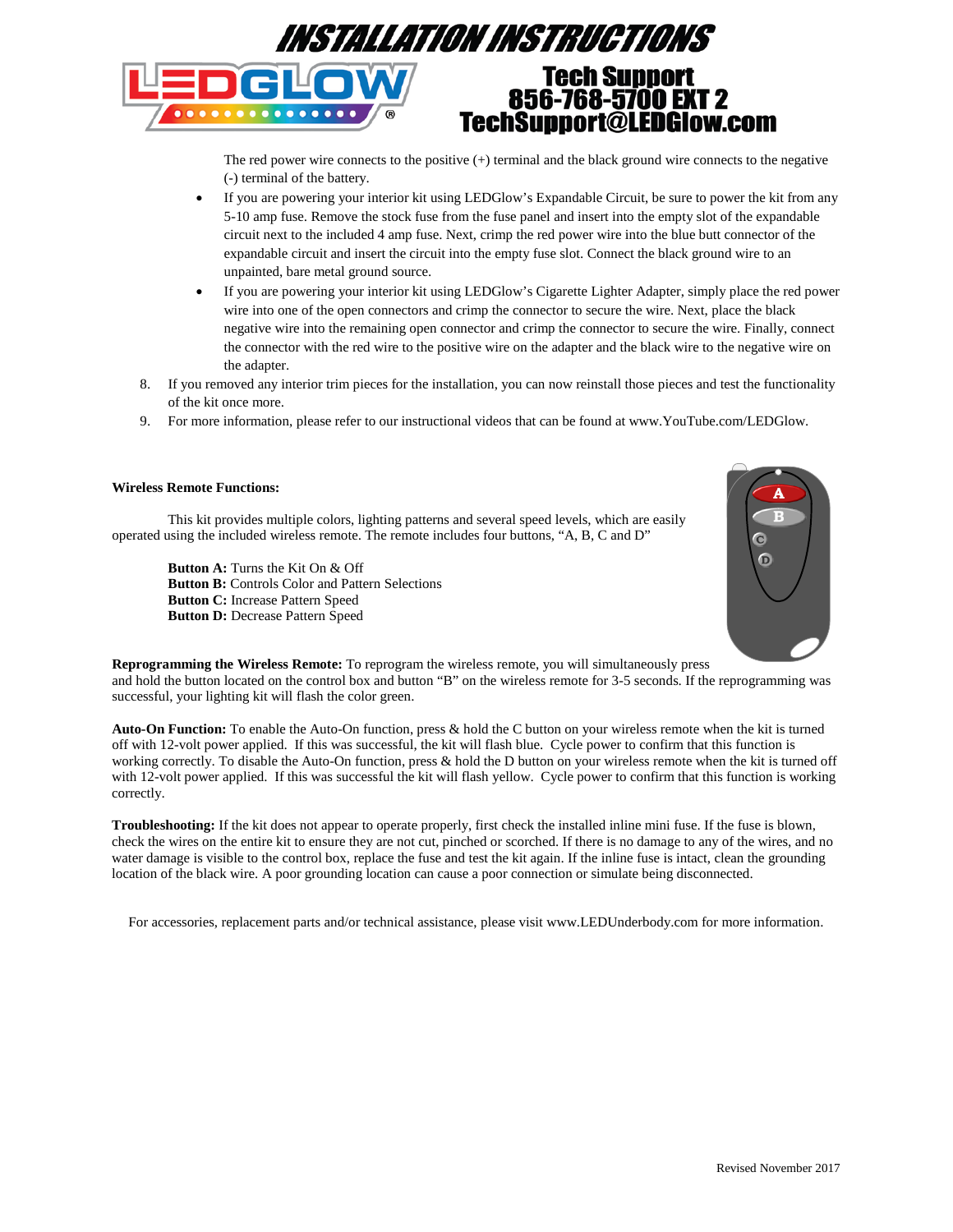The red power wire connects to the positive (+) terminal and the black ground wire connects to the negative (-) terminal of the battery.

- If you are powering your interior kit using LEDGlow's Expandable Circuit, be sure to power the kit from any 5-10 amp fuse. Remove the stock fuse from the fuse panel and insert into the empty slot of the expandable circuit next to the included 4 amp fuse. Next, crimp the red power wire into the blue butt connector of the expandable circuit and insert the circuit into the empty fuse slot. Connect the black ground wire to an unpainted, bare metal ground source.
- If you are powering your interior kit using LEDGlow's Cigarette Lighter Adapter, simply place the red power wire into one of the open connectors and crimp the connector to secure the wire. Next, place the black negative wire into the remaining open connector and crimp the connector to secure the wire. Finally, connect the connector with the red wire to the positive wire on the adapter and the black wire to the negative wire on the adapter.

8. If you removed any interior trim pieces for the installation, you can now reinstall those pieces and test the functionality of the kit once more.
9. For more information, please refer to our instructional videos that can be found at www.YouTube.com/LEDGlow.

**Wireless Remote Functions:**

This kit provides multiple colors, lighting patterns and several speed levels, which are easily operated using the included wireless remote. The remote includes four buttons, "A, B, C and D"

**Button A:** Turns the Kit On & Off
**Button B:** Controls Color and Pattern Selections
**Button C:** Increase Pattern Speed
**Button D:** Decrease Pattern Speed

**Reprogramming the Wireless Remote:** To reprogram the wireless remote, you will simultaneously press and hold the button located on the control box and button "B" on the wireless remote for 3-5 seconds. If the reprogramming was successful, your lighting kit will flash the color green.

**Auto-On Function:** To enable the Auto-On function, press & hold the C button on your wireless remote when the kit is turned off with 12-volt power applied. If this was successful, the kit will flash blue. Cycle power to confirm that this function is working correctly. To disable the Auto-On function, press & hold the D button on your wireless remote when the kit is turned off with 12-volt power applied. If this was successful the kit will flash yellow. Cycle power to confirm that this function is working correctly.

**Troubleshooting:** If the kit does not appear to operate properly, first check the installed inline mini fuse. If the fuse is blown, check the wires on the entire kit to ensure they are not cut, pinched or scorched. If there is no damage to any of the wires, and no water damage is visible to the control box, replace the fuse and test the kit again. If the inline fuse is intact, clean the grounding location of the black wire. A poor grounding location can cause a poor connection or simulate being disconnected.

For accessories, replacement parts and/or technical assistance, please visit www.LEDUnderbody.com for more information.

Revised November 2017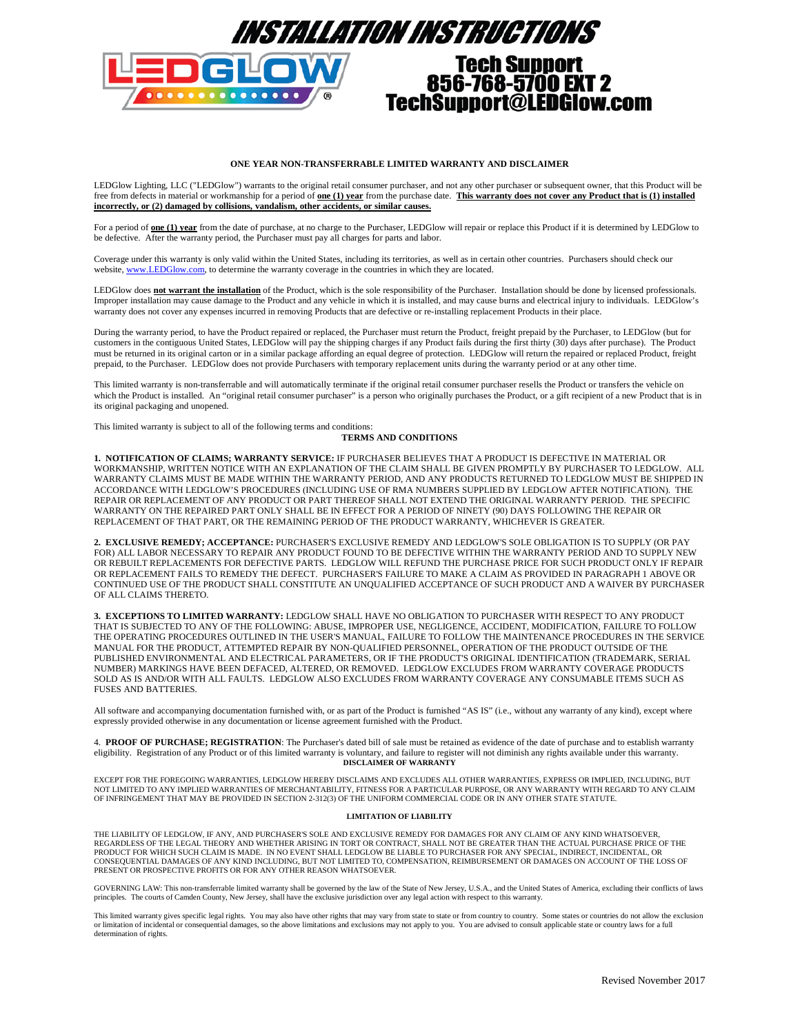# INSTALLATION INSTRUCTIONS

LEDGLOW

**Tech Support**
**856-768-5700 EXT 2**
**TechSupport@LEDGlow.com**

**ONE YEAR NON-TRANSFERRABLE LIMITED WARRANTY AND DISCLAIMER**

LEDGlow Lighting, LLC ("LEDGlow") warrants to the original retail consumer purchaser, and not any other purchaser or subsequent owner, that this Product will be free from defects in material or workmanship for a period of **one (1) year** from the purchase date. **This warranty does not cover any Product that is (1) installed incorrectly, or (2) damaged by collisions, vandalism, other accidents, or similar causes.**

For a period of **one (1) year** from the date of purchase, at no charge to the Purchaser, LEDGlow will repair or replace this Product if it is determined by LEDGlow to be defective. After the warranty period, the Purchaser must pay all charges for parts and labor.

Coverage under this warranty is only valid within the United States, including its territories, as well as in certain other countries. Purchasers should check our website, www.LEDGlow.com, to determine the warranty coverage in the countries in which they are located.

LEDGlow does **not warrant the installation** of the Product, which is the sole responsibility of the Purchaser. Installation should be done by licensed professionals. Improper installation may cause damage to the Product and any vehicle in which it is installed, and may cause burns and electrical injury to individuals. LEDGlow's warranty does not cover any expenses incurred in removing Products that are defective or re-installing replacement Products in their place.

During the warranty period, to have the Product repaired or replaced, the Purchaser must return the Product, freight prepaid by the Purchaser, to LEDGlow (but for customers in the contiguous United States, LEDGlow will pay the shipping charges if any Product fails during the first thirty (30) days after purchase). The Product must be returned in its original carton or in a similar package affording an equal degree of protection. LEDGlow will return the repaired or replaced Product, freight prepaid, to the Purchaser. LEDGlow does not provide Purchasers with temporary replacement units during the warranty period or at any other time.

This limited warranty is non-transferrable and will automatically terminate if the original retail consumer purchaser resells the Product or transfers the vehicle on which the Product is installed. An "original retail consumer purchaser" is a person who originally purchases the Product, or a gift recipient of a new Product that is in its original packaging and unopened.

This limited warranty is subject to all of the following terms and conditions:

**TERMS AND CONDITIONS**

**1. NOTIFICATION OF CLAIMS; WARRANTY SERVICE:** IF PURCHASER BELIEVES THAT A PRODUCT IS DEFECTIVE IN MATERIAL OR WORKMANSHIP, WRITTEN NOTICE WITH AN EXPLANATION OF THE CLAIM SHALL BE GIVEN PROMPTLY BY PURCHASER TO LEDGLOW. ALL WARRANTY CLAIMS MUST BE MADE WITHIN THE WARRANTY PERIOD, AND ANY PRODUCTS RETURNED TO LEDGLOW MUST BE SHIPPED IN ACCORDANCE WITH LEDGLOW'S PROCEDURES (INCLUDING USE OF RMA NUMBERS SUPPLIED BY LEDGLOW AFTER NOTIFICATION). THE REPAIR OR REPLACEMENT OF ANY PRODUCT OR PART THEREOF SHALL NOT EXTEND THE ORIGINAL WARRANTY PERIOD. THE SPECIFIC WARRANTY ON THE REPAIRED PART ONLY SHALL BE IN EFFECT FOR A PERIOD OF NINETY (90) DAYS FOLLOWING THE REPAIR OR REPLACEMENT OF THAT PART, OR THE REMAINING PERIOD OF THE PRODUCT WARRANTY, WHICHEVER IS GREATER.

**2. EXCLUSIVE REMEDY; ACCEPTANCE:** PURCHASER'S EXCLUSIVE REMEDY AND LEDGLOW'S SOLE OBLIGATION IS TO SUPPLY (OR PAY FOR) ALL LABOR NECESSARY TO REPAIR ANY PRODUCT FOUND TO BE DEFECTIVE WITHIN THE WARRANTY PERIOD AND TO SUPPLY NEW OR REBUILT REPLACEMENTS FOR DEFECTIVE PARTS. LEDGLOW WILL REFUND THE PURCHASE PRICE FOR SUCH PRODUCT ONLY IF REPAIR OR REPLACEMENT FAILS TO REMEDY THE DEFECT. PURCHASER'S FAILURE TO MAKE A CLAIM AS PROVIDED IN PARAGRAPH 1 ABOVE OR CONTINUED USE OF THE PRODUCT SHALL CONSTITUTE AN UNQUALIFIED ACCEPTANCE OF SUCH PRODUCT AND A WAIVER BY PURCHASER OF ALL CLAIMS THERETO.

**3. EXCEPTIONS TO LIMITED WARRANTY:** LEDGLOW SHALL HAVE NO OBLIGATION TO PURCHASER WITH RESPECT TO ANY PRODUCT THAT IS SUBJECTED TO ANY OF THE FOLLOWING: ABUSE, IMPROPER USE, NEGLIGENCE, ACCIDENT, MODIFICATION, FAILURE TO FOLLOW THE OPERATING PROCEDURES OUTLINED IN THE USER'S MANUAL, FAILURE TO FOLLOW THE MAINTENANCE PROCEDURES IN THE SERVICE MANUAL FOR THE PRODUCT, ATTEMPTED REPAIR BY NON-QUALIFIED PERSONNEL, OPERATION OF THE PRODUCT OUTSIDE OF THE PUBLISHED ENVIRONMENTAL AND ELECTRICAL PARAMETERS, OR IF THE PRODUCT'S ORIGINAL IDENTIFICATION (TRADEMARK, SERIAL NUMBER) MARKINGS HAVE BEEN DEFACED, ALTERED, OR REMOVED. LEDGLOW EXCLUDES FROM WARRANTY COVERAGE PRODUCTS SOLD AS IS AND/OR WITH ALL FAULTS. LEDGLOW ALSO EXCLUDES FROM WARRANTY COVERAGE ANY CONSUMABLE ITEMS SUCH AS FUSES AND BATTERIES.

All software and accompanying documentation furnished with, or as part of the Product is furnished "AS IS" (i.e., without any warranty of any kind), except where expressly provided otherwise in any documentation or license agreement furnished with the Product.

4. **PROOF OF PURCHASE; REGISTRATION**: The Purchaser's dated bill of sale must be retained as evidence of the date of purchase and to establish warranty eligibility. Registration of any Product or of this limited warranty is voluntary, and failure to register will not diminish any rights available under this warranty.

**DISCLAIMER OF WARRANTY**

EXCEPT FOR THE FOREGOING WARRANTIES, LEDGLOW HEREBY DISCLAIMS AND EXCLUDES ALL OTHER WARRANTIES, EXPRESS OR IMPLIED, INCLUDING, BUT NOT LIMITED TO ANY IMPLIED WARRANTIES OF MERCHANTABILITY, FITNESS FOR A PARTICULAR PURPOSE, OR ANY WARRANTY WITH REGARD TO ANY CLAIM OF INFRINGEMENT THAT MAY BE PROVIDED IN SECTION 2-312(3) OF THE UNIFORM COMMERCIAL CODE OR IN ANY OTHER STATE STATUTE.

**LIMITATION OF LIABILITY**

THE LIABILITY OF LEDGLOW, IF ANY, AND PURCHASER'S SOLE AND EXCLUSIVE REMEDY FOR DAMAGES FOR ANY CLAIM OF ANY KIND WHATSOEVER, REGARDLESS OF THE LEGAL THEORY AND WHETHER ARISING IN TORT OR CONTRACT, SHALL NOT BE GREATER THAN THE ACTUAL PURCHASE PRICE OF THE PRODUCT FOR WHICH SUCH CLAIM IS MADE. IN NO EVENT SHALL LEDGLOW BE LIABLE TO PURCHASER FOR ANY SPECIAL, INDIRECT, INCIDENTAL, OR CONSEQUENTIAL DAMAGES OF ANY KIND INCLUDING, BUT NOT LIMITED TO, COMPENSATION, REIMBURSEMENT OR DAMAGES ON ACCOUNT OF THE LOSS OF PRESENT OR PROSPECTIVE PROFITS OR FOR ANY OTHER REASON WHATSOEVER.

GOVERNING LAW: This non-transferrable limited warranty shall be governed by the law of the State of New Jersey, U.S.A., and the United States of America, excluding their conflicts of laws principles. The courts of Camden County, New Jersey, shall have the exclusive jurisdiction over any legal action with respect to this warranty.

This limited warranty gives specific legal rights. You may also have other rights that may vary from state to state or from country to country. Some states or countries do not allow the exclusion or limitation of incidental or consequential damages, so the above limitations and exclusions may not apply to you. You are advised to consult applicable state or country laws for a full determination of rights.

Revised November 2017